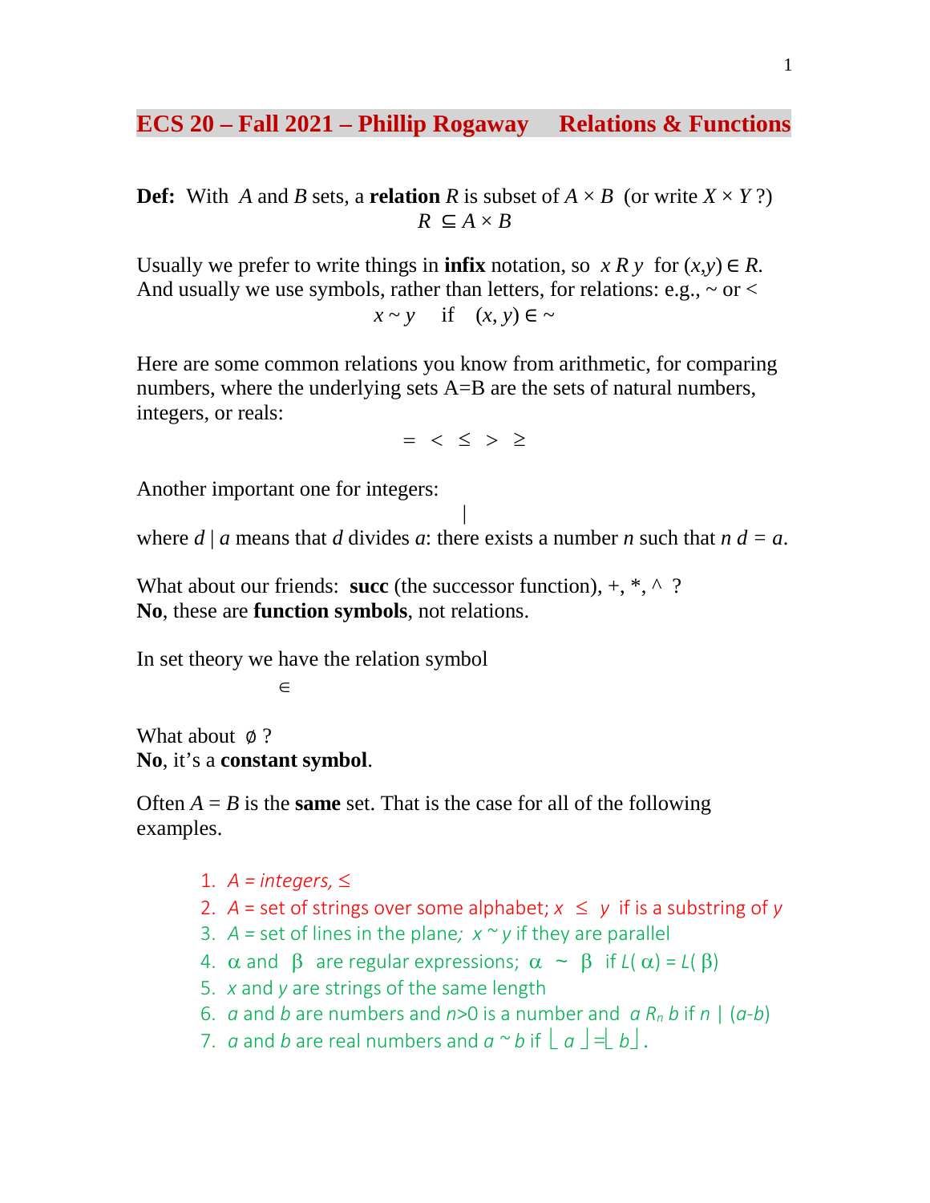# ECS 20 – Fall 2021 – Phillip Rogaway    Relations & Functions

**Def:** With $A$ and $B$ sets, a **relation** $R$ is subset of $A \times B$ (or write $X \times Y$ ?)

$$R \subseteq A \times B$$

Usually we prefer to write things in **infix** notation, so $x \, R \, y$ for $(x,y) \in R$.
And usually we use symbols, rather than letters, for relations: e.g., ~ or <

$$x \sim y \quad \text{if} \quad (x, y) \in \sim$$

Here are some common relations you know from arithmetic, for comparing numbers, where the underlying sets A=B are the sets of natural numbers, integers, or reals:

$$= \; < \; \leq \; > \; \geq$$

Another important one for integers:

$$|$$

where $d \mid a$ means that $d$ divides $a$: there exists a number $n$ such that $n \, d = a$.

What about our friends: **succ** (the successor function), +, *, ^ ?
**No**, these are **function symbols**, not relations.

In set theory we have the relation symbol

$$\in$$

What about $\emptyset$ ?
**No**, it's a **constant symbol**.

Often $A = B$ is the **same** set. That is the case for all of the following examples.

1. $A$ = integers, $\leq$
2. $A$ = set of strings over some alphabet; $x \leq y$ if is a substring of $y$
3. $A$ = set of lines in the plane; $x \sim y$ if they are parallel
4. $\alpha$ and $\beta$ are regular expressions; $\alpha \sim \beta$ if $L(\alpha) = L(\beta)$
5. $x$ and $y$ are strings of the same length
6. $a$ and $b$ are numbers and $n$>0 is a number and $a \, R_n \, b$ if $n \mid (a$-$b)$
7. $a$ and $b$ are real numbers and $a \sim b$ if $\lfloor a \rfloor = \lfloor b \rfloor$.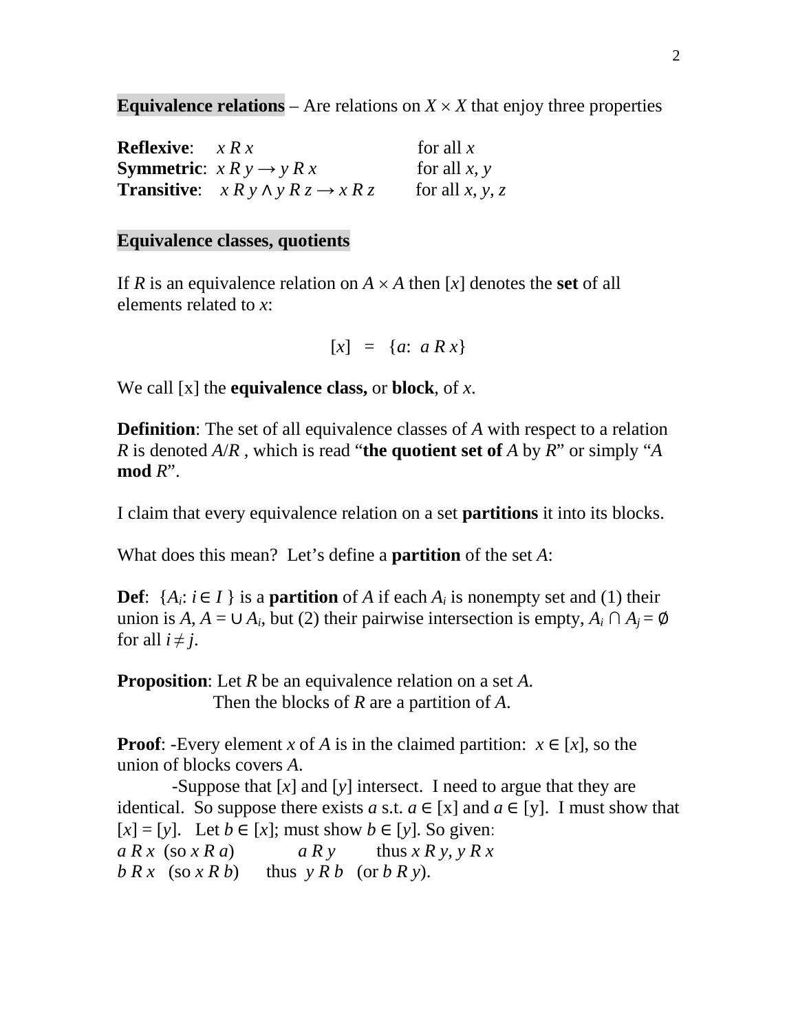**Equivalence relations** – Are relations on $X \times X$ that enjoy three properties

**Reflexive**: $x \; R \; x$ for all $x$
**Symmetric**: $x \; R \; y \rightarrow y \; R \; x$ for all $x, y$
**Transitive**: $x \; R \; y \wedge y \; R \; z \rightarrow x \; R \; z$ for all $x, y, z$

**Equivalence classes, quotients**

If $R$ is an equivalence relation on $A \times A$ then $[x]$ denotes the **set** of all elements related to $x$:

$$[x] \;=\; \{a\colon\; a \; R \; x\}$$

We call [x] the **equivalence class,** or **block**, of $x$.

**Definition**: The set of all equivalence classes of $A$ with respect to a relation $R$ is denoted $A/R$ , which is read "**the quotient set of** $A$ by $R$" or simply "$A$ **mod** $R$".

I claim that every equivalence relation on a set **partitions** it into its blocks.

What does this mean? Let's define a **partition** of the set $A$:

**Def**: $\{A_i\colon i \in I\}$ is a **partition** of $A$ if each $A_i$ is nonempty set and (1) their union is $A$, $A = \cup A_i$, but (2) their pairwise intersection is empty, $A_i \cap A_j = \emptyset$ for all $i \neq j$.

**Proposition**: Let $R$ be an equivalence relation on a set $A$.
Then the blocks of $R$ are a partition of $A$.

**Proof**: -Every element $x$ of $A$ is in the claimed partition: $x \in [x]$, so the union of blocks covers $A$.

-Suppose that $[x]$ and $[y]$ intersect. I need to argue that they are identical. So suppose there exists $a$ s.t. $a \in$ [x] and $a \in$ [y]. I must show that $[x] = [y]$. Let $b \in [x]$; must show $b \in [y]$. So given:
$a \; R \; x$ (so $x \; R \; a$) $\quad a \; R \; y \quad$ thus $x \; R \; y$, $y \; R \; x$
$b \; R \; x$ (so $x \; R \; b$) $\quad$ thus $y \; R \; b$ (or $b \; R \; y$).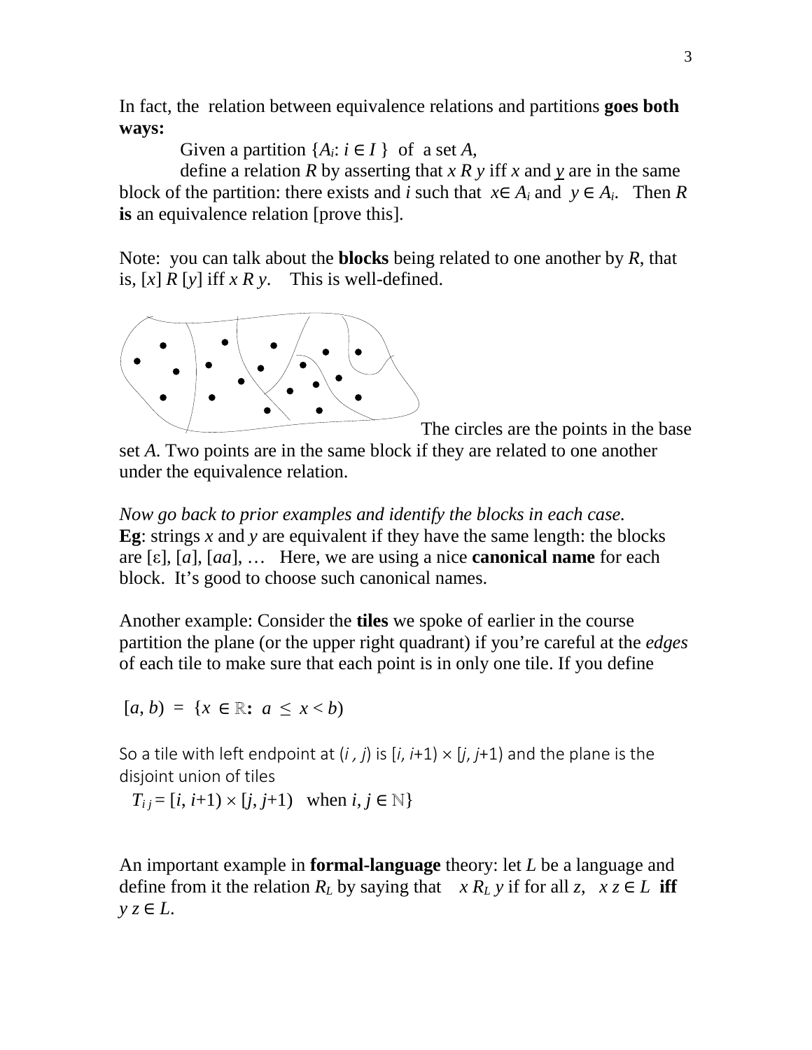In fact, the relation between equivalence relations and partitions **goes both ways:**

Given a partition $\{A_i: i \in I\}$ of a set $A$,

define a relation $R$ by asserting that $x\ R\ y$ iff $x$ and $y$ are in the same block of the partition: there exists and $i$ such that $x \in A_i$ and $y \in A_i$. Then $R$ **is** an equivalence relation [prove this].

Note: you can talk about the **blocks** being related to one another by $R$, that is, $[x]\ R\ [y]$ iff $x\ R\ y$. This is well-defined.

The circles are the points in the base set $A$. Two points are in the same block if they are related to one another under the equivalence relation.

*Now go back to prior examples and identify the blocks in each case.*

**Eg**: strings $x$ and $y$ are equivalent if they have the same length: the blocks are $[\varepsilon]$, $[a]$, $[aa]$, … Here, we are using a nice **canonical name** for each block. It's good to choose such canonical names.

Another example: Consider the **tiles** we spoke of earlier in the course partition the plane (or the upper right quadrant) if you're careful at the *edges* of each tile to make sure that each point is in only one tile. If you define

$[a, b) = \{x \in \mathbb{R}: a \le x < b)$

So a tile with left endpoint at $(i, j)$ is $[i, i+1) \times [j, j+1)$ and the plane is the disjoint union of tiles

$T_{ij} = [i, i+1) \times [j, j+1)$ when $i, j \in \mathbb{N}\}$

An important example in **formal-language** theory: let $L$ be a language and define from it the relation $R_L$ by saying that $x\ R_L\ y$ if for all $z$, $x z \in L$ **iff** $y z \in L$.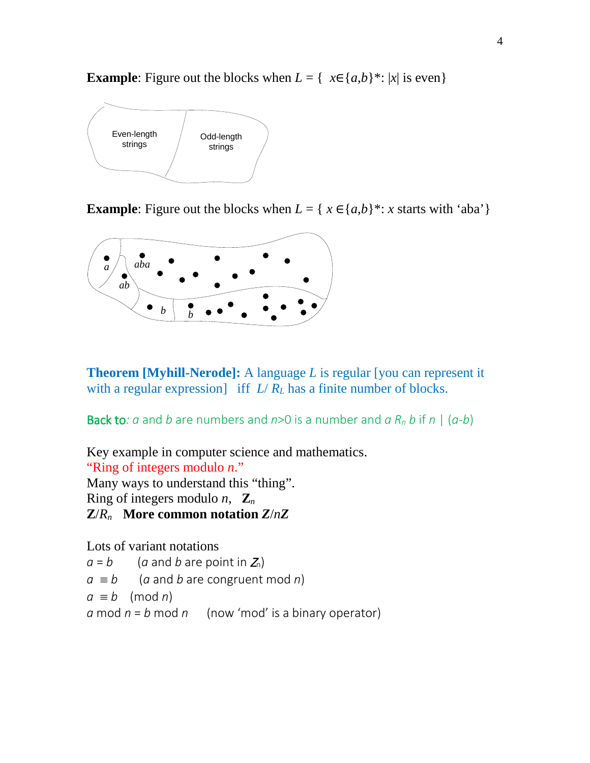**Example**: Figure out the blocks when $L = \{ x \in \{a,b\}^*: |x| \text{ is even}\}$

Even-length strings

Odd-length strings

**Example**: Figure out the blocks when $L = \{ x \in \{a,b\}^*: x \text{ starts with 'aba'}\}$

*a*

*aba*

*ab*

*b*

*b*

**Theorem [Myhill-Nerode]:** A language $L$ is regular [you can represent it with a regular expression] iff $L/R_L$ has a finite number of blocks.

Back to: $a$ and $b$ are numbers and $n>0$ is a number and $a\ R_n\ b$ if $n \mid (a-b)$

Key example in computer science and mathematics.
"Ring of integers modulo $n$."
Many ways to understand this "thing".
Ring of integers modulo $n$, $\mathbf{Z}_n$
$\mathbf{Z}/R_n$ **More common notation** $\boldsymbol{Z/nZ}$

Lots of variant notations

$a = b$ ($a$ and $b$ are point in $Z_n$)

$a \equiv b$ ($a$ and $b$ are congruent mod $n$)

$a \equiv b \pmod{n}$

$a \bmod n = b \bmod n$ (now 'mod' is a binary operator)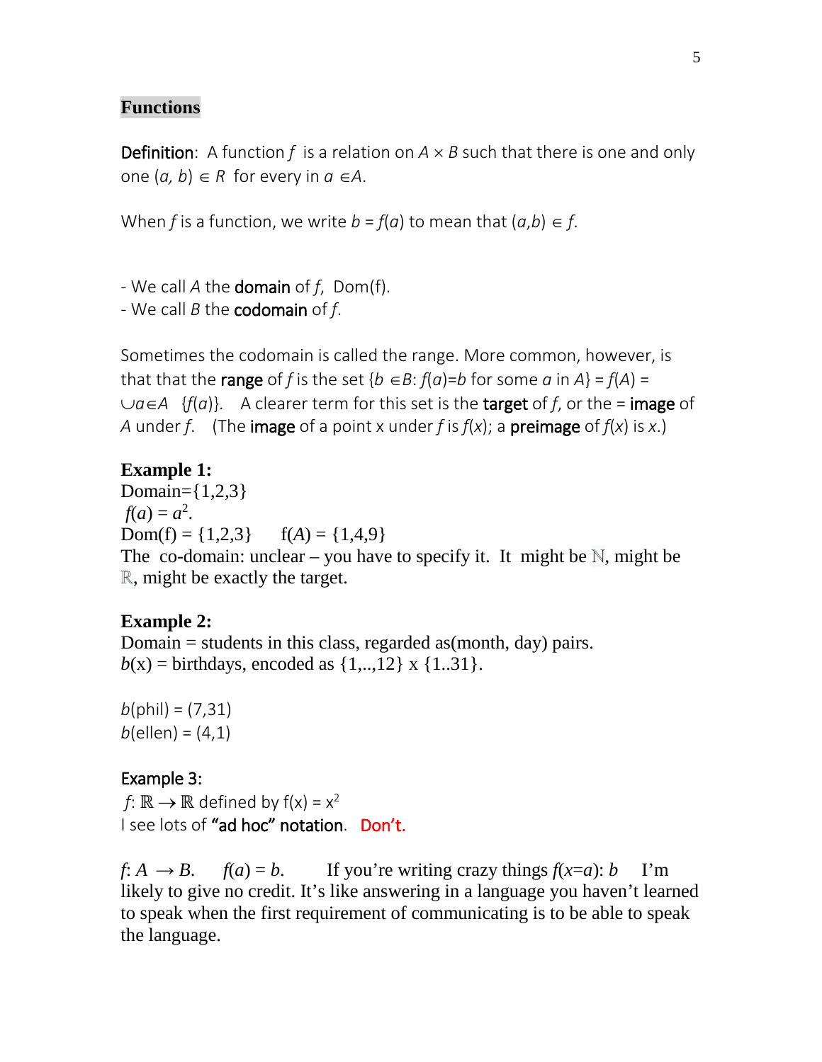## Functions

**Definition**: A function $f$ is a relation on $A \times B$ such that there is one and only one $(a, b) \in R$ for every in $a \in A$.

When $f$ is a function, we write $b = f(a)$ to mean that $(a,b) \in f$.

- We call $A$ the **domain** of $f$, Dom(f).
- We call $B$ the **codomain** of $f$.

Sometimes the codomain is called the range. More common, however, is that that the **range** of $f$ is the set $\{b \in B: f(a)=b$ for some $a$ in $A\} = f(A) = \cup_{a \in A} \{f(a)\}$. A clearer term for this set is the **target** of $f$, or the = **image** of $A$ under $f$. (The **image** of a point x under $f$ is $f(x)$; a **preimage** of $f(x)$ is $x$.)

**Example 1:**
Domain={1,2,3}
$f(a) = a^2$.
Dom(f) = {1,2,3}  $f(A) = \{1,4,9\}$
The co-domain: unclear – you have to specify it. It might be $\mathbb{N}$, might be $\mathbb{R}$, might be exactly the target.

**Example 2:**
Domain = students in this class, regarded as(month, day) pairs.
$b(x)$ = birthdays, encoded as {1,..,12} x {1..31}.

$b$(phil) = (7,31)
$b$(ellen) = (4,1)

**Example 3:**
$f: \mathbb{R} \rightarrow \mathbb{R}$ defined by $f(x) = x^2$
I see lots of **"ad hoc" notation**. Don't.

$f: A \rightarrow B$.  $f(a) = b$.  If you're writing crazy things $f(x=a): b$  I'm likely to give no credit. It's like answering in a language you haven't learned to speak when the first requirement of communicating is to be able to speak the language.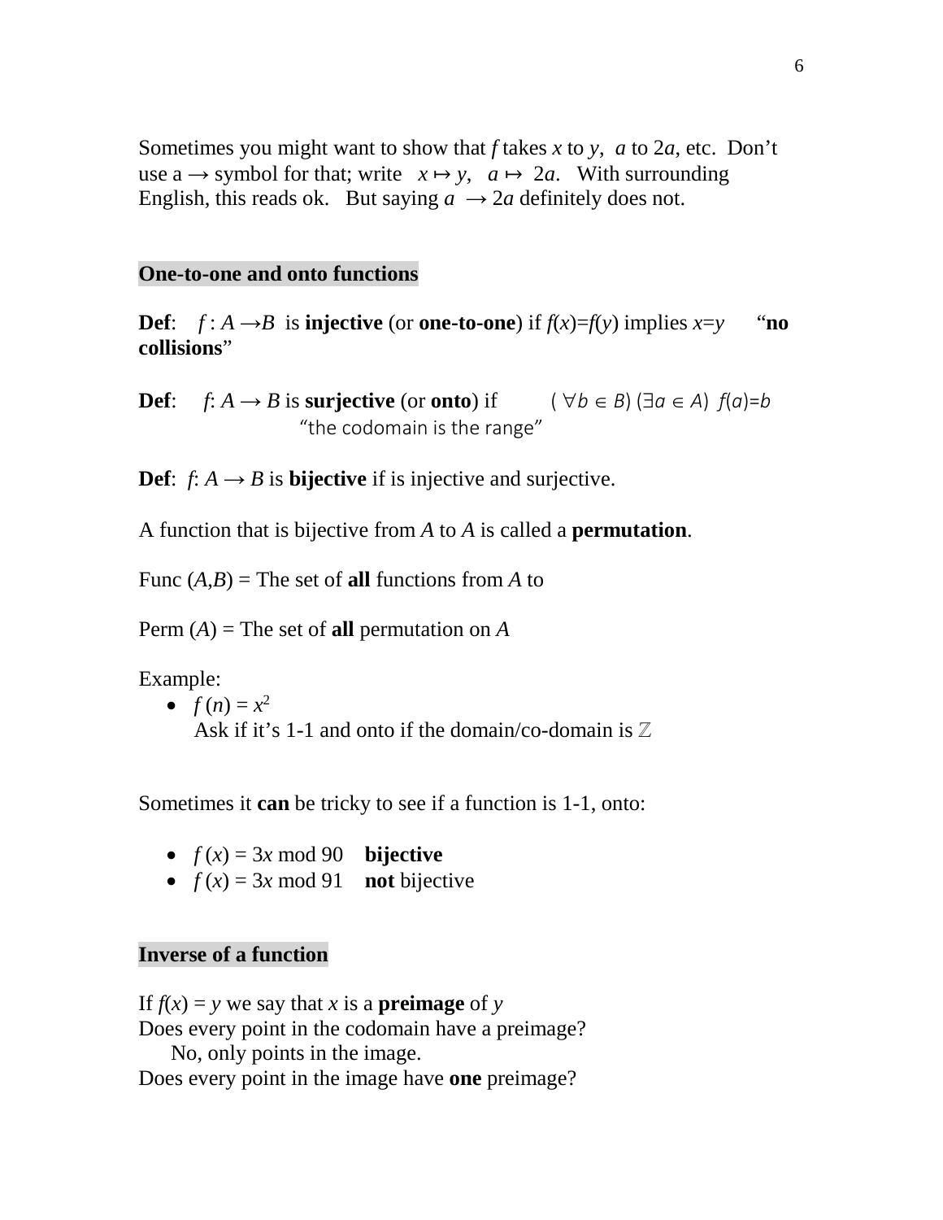Sometimes you might want to show that $f$ takes $x$ to $y$, $a$ to $2a$, etc. Don't use a $\rightarrow$ symbol for that; write $x \mapsto y$, $a \mapsto 2a$. With surrounding English, this reads ok. But saying $a \rightarrow 2a$ definitely does not.

## One-to-one and onto functions

**Def**: $f : A \rightarrow B$ is **injective** (or **one-to-one**) if $f(x)=f(y)$ implies $x=y$ "**no collisions**"

**Def**: $f: A \rightarrow B$ is **surjective** (or **onto**) if $(\forall b \in B)(\exists a \in A)\ f(a)=b$
"the codomain is the range"

**Def**: $f: A \rightarrow B$ is **bijective** if is injective and surjective.

A function that is bijective from $A$ to $A$ is called a **permutation**.

Func $(A,B)$ = The set of **all** functions from $A$ to

Perm $(A)$ = The set of **all** permutation on $A$

Example:

- $f(n) = x^2$
  Ask if it's 1-1 and onto if the domain/co-domain is $\mathbb{Z}$

Sometimes it **can** be tricky to see if a function is 1-1, onto:

- $f(x) = 3x \bmod 90$ **bijective**
- $f(x) = 3x \bmod 91$ **not** bijective

## Inverse of a function

If $f(x) = y$ we say that $x$ is a **preimage** of $y$
Does every point in the codomain have a preimage?
No, only points in the image.
Does every point in the image have **one** preimage?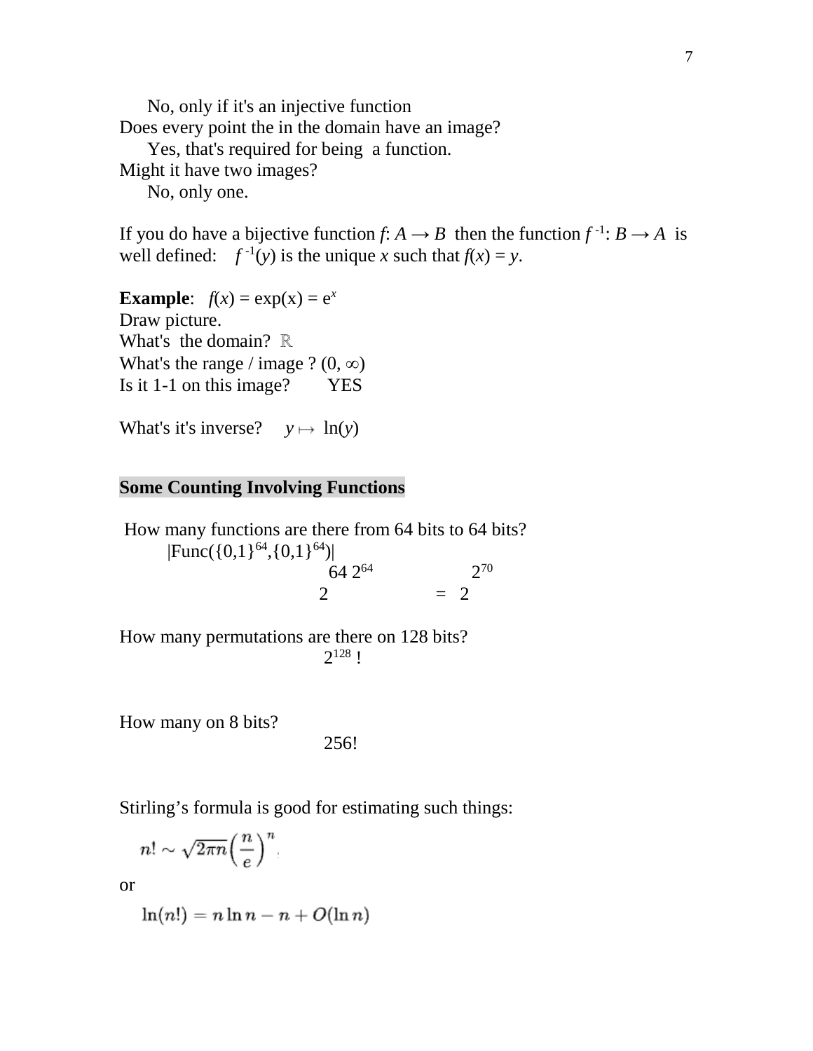No, only if it's an injective function

Does every point the in the domain have an image?

Yes, that's required for being a function.

Might it have two images?

No, only one.

If you do have a bijective function $f: A \rightarrow B$ then the function $f^{-1}: B \rightarrow A$ is well defined: $f^{-1}(y)$ is the unique $x$ such that $f(x) = y$.

**Example**: $f(x) = \exp(x) = e^x$

Draw picture.

What's the domain? $\mathbb{R}$

What's the range / image ? $(0, \infty)$

Is it 1-1 on this image? YES

What's it's inverse? $y \mapsto \ln(y)$

## Some Counting Involving Functions

How many functions are there from 64 bits to 64 bits?

$|\text{Func}(\{0,1\}^{64},\{0,1\}^{64})|$

$$2^{64\, 2^{64}} = 2^{2^{70}}$$

How many permutations are there on 128 bits?

$$2^{128}\,!$$

How many on 8 bits?

$$256!$$

Stirling's formula is good for estimating such things:

$$n! \sim \sqrt{2\pi n}\left(\frac{n}{e}\right)^n$$

or

$$\ln(n!) = n \ln n - n + O(\ln n)$$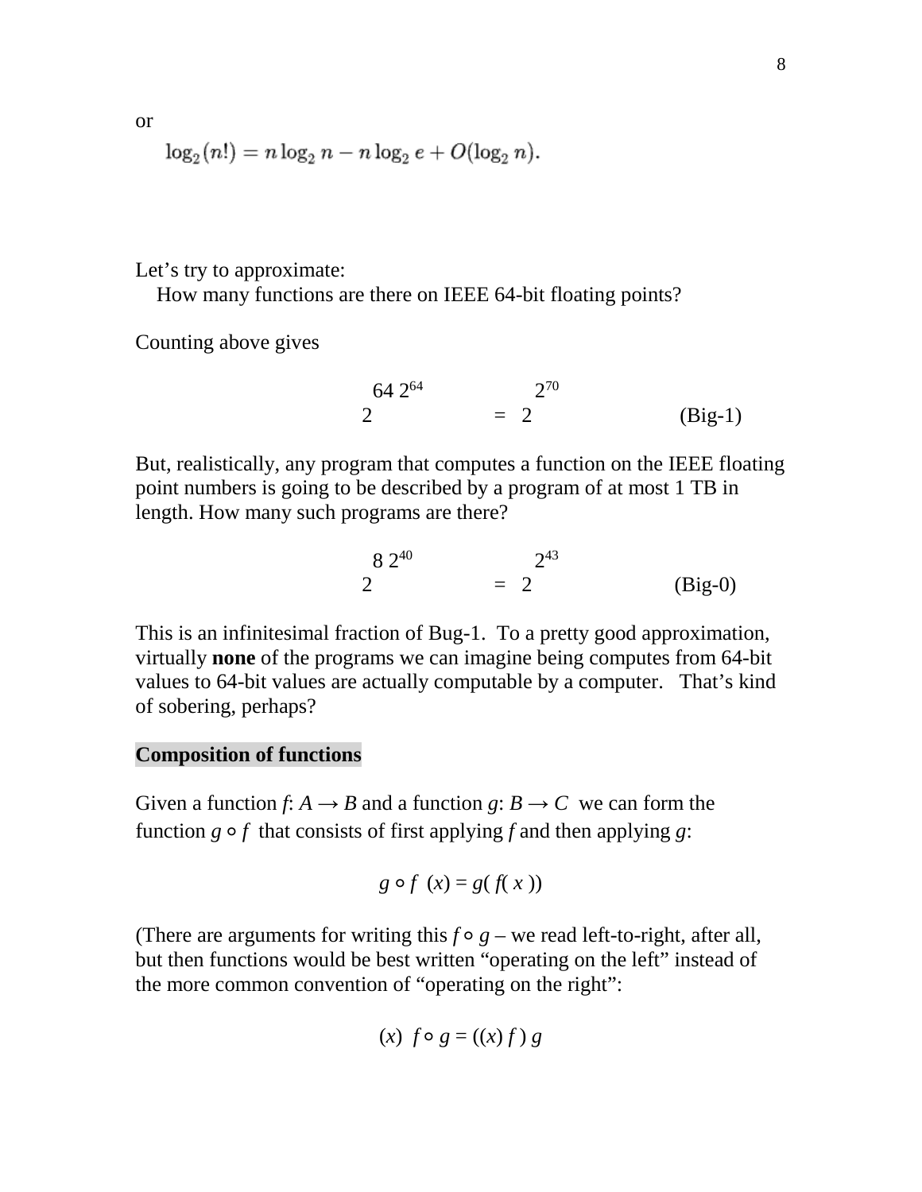or

$$\log_2(n!) = n\log_2 n - n\log_2 e + O(\log_2 n).$$

Let’s try to approximate:

How many functions are there on IEEE 64-bit floating points?

Counting above gives

$$2^{64\ 2^{64}} \quad = \quad 2^{2^{70}} \qquad \text{(Big-1)}$$

But, realistically, any program that computes a function on the IEEE floating point numbers is going to be described by a program of at most 1 TB in length. How many such programs are there?

$$2^{8\ 2^{40}} \quad = \quad 2^{2^{43}} \qquad \text{(Big-0)}$$

This is an infinitesimal fraction of Bug-1. To a pretty good approximation, virtually **none** of the programs we can imagine being computes from 64-bit values to 64-bit values are actually computable by a computer. That’s kind of sobering, perhaps?

## Composition of functions

Given a function $f: A \rightarrow B$ and a function $g: B \rightarrow C$ we can form the function $g \circ f$ that consists of first applying $f$ and then applying $g$:

$$g \circ f\ (x) = g(\ f(\ x\ ))$$

(There are arguments for writing this $f \circ g$ – we read left-to-right, after all, but then functions would be best written “operating on the left” instead of the more common convention of “operating on the right”:

$$(x)\ \ f \circ g = ((x)\ f\ )\ g$$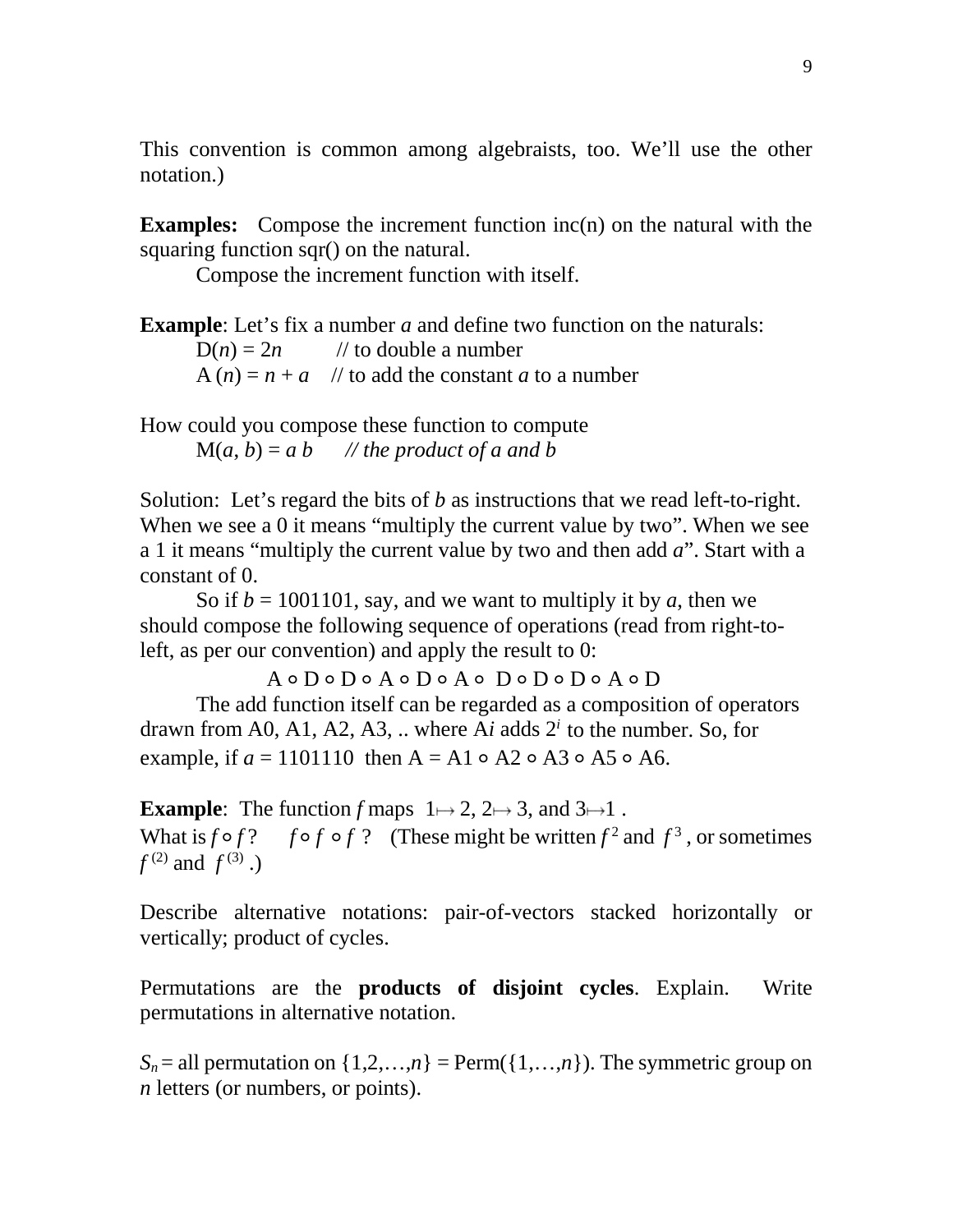This convention is common among algebraists, too. We'll use the other notation.)

**Examples:** Compose the increment function inc(n) on the natural with the squaring function sqr() on the natural.

Compose the increment function with itself.

**Example**: Let's fix a number $a$ and define two function on the naturals:

$D(n) = 2n$ // to double a number

$A(n) = n + a$ // to add the constant $a$ to a number

How could you compose these function to compute

$M(a, b) = a\,b$ *// the product of a and b*

Solution: Let's regard the bits of $b$ as instructions that we read left-to-right. When we see a 0 it means "multiply the current value by two". When we see a 1 it means "multiply the current value by two and then add $a$". Start with a constant of 0.

So if $b = 1001101$, say, and we want to multiply it by $a$, then we should compose the following sequence of operations (read from right-to-left, as per our convention) and apply the result to 0:

$$A \circ D \circ D \circ A \circ D \circ A \circ D \circ D \circ D \circ A \circ D$$

The add function itself can be regarded as a composition of operators drawn from A0, A1, A2, A3, .. where A$i$ adds $2^i$ to the number. So, for example, if $a = 1101110$ then $A = A1 \circ A2 \circ A3 \circ A5 \circ A6$.

**Example**: The function $f$ maps $1 \mapsto 2$, $2 \mapsto 3$, and $3 \mapsto 1$ .
What is $f \circ f$? $f \circ f \circ f$ ? (These might be written $f^2$ and $f^3$, or sometimes $f^{(2)}$ and $f^{(3)}$ .)

Describe alternative notations: pair-of-vectors stacked horizontally or vertically; product of cycles.

Permutations are the **products of disjoint cycles**. Explain. Write permutations in alternative notation.

$S_n$ = all permutation on $\{1,2,\ldots,n\}$ = Perm($\{1,\ldots,n\}$). The symmetric group on $n$ letters (or numbers, or points).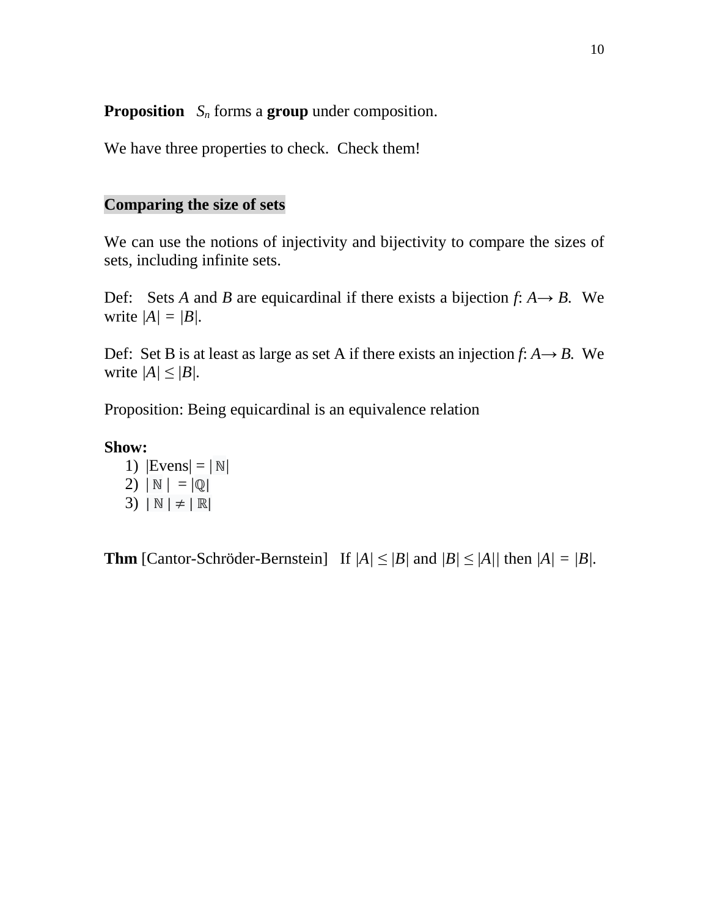**Proposition** $S_n$ forms a **group** under composition.

We have three properties to check. Check them!

## Comparing the size of sets

We can use the notions of injectivity and bijectivity to compare the sizes of sets, including infinite sets.

Def: Sets $A$ and $B$ are equicardinal if there exists a bijection $f: A \to B$. We write $|A| = |B|$.

Def: Set B is at least as large as set A if there exists an injection $f: A \to B$. We write $|A| \leq |B|$.

Proposition: Being equicardinal is an equivalence relation

**Show:**

1) $|\text{Evens}| = |\mathbb{N}|$
2) $|\mathbb{N}| = |\mathbb{Q}|$
3) $|\mathbb{N}| \neq |\mathbb{R}|$

**Thm** [Cantor-Schröder-Bernstein] If $|A| \leq |B|$ and $|B| \leq |A||$ then $|A| = |B|$.